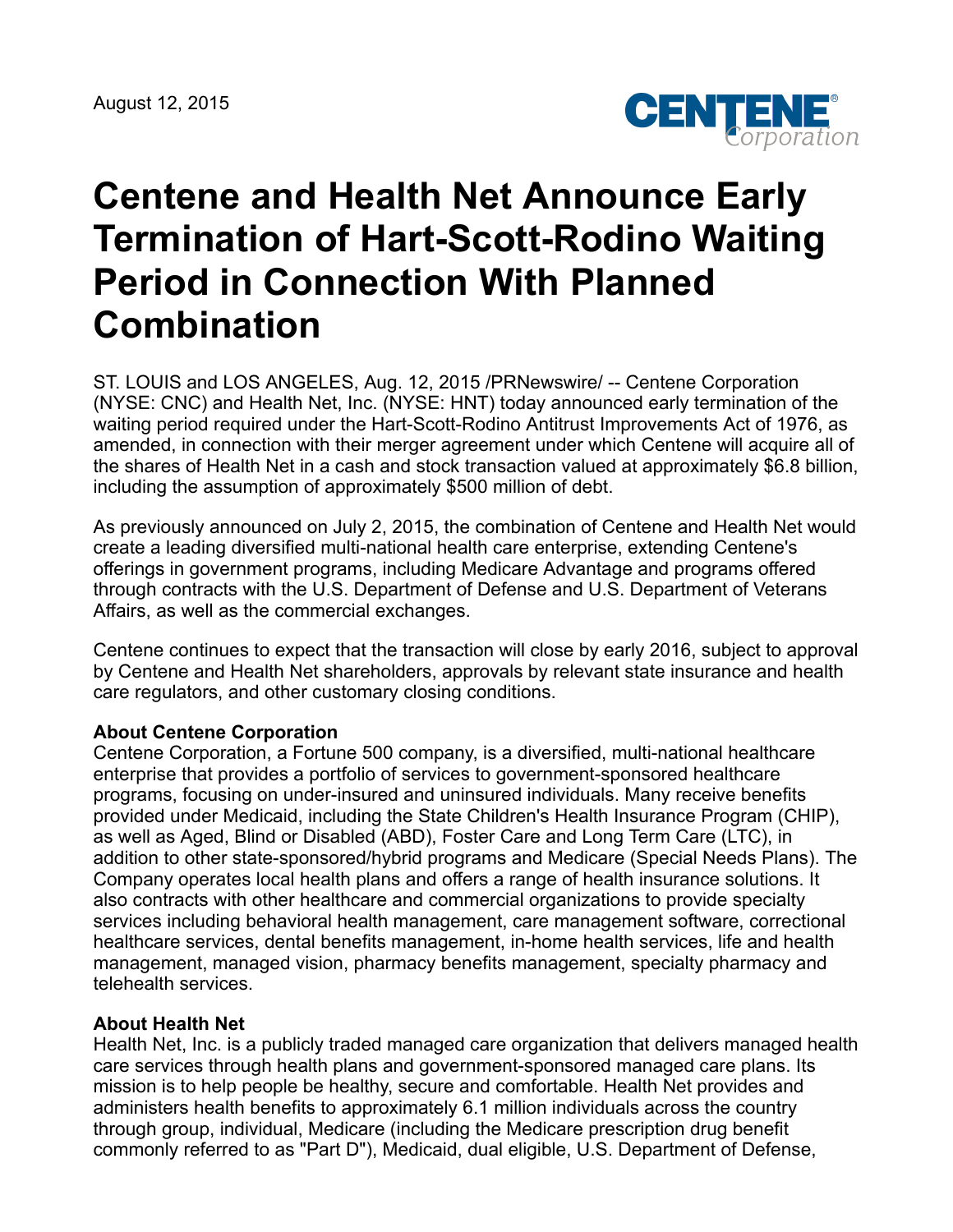August 12, 2015

# Centene and Health Net Announce Early Termination of Hart-Scott-Rodino Waiting Period in Connection With Planned Combination

ST. LOUIS and LOS ANGELES, Aug. 12, 2015 /PRNewswire/ -- Centene Corporation (NYSE: CNC) and Health Net, Inc. (NYSE: HNT) today announced early termination of the waiting period required under the Hart-Scott-Rodino Antitrust Improvements Act of 1976, as amended, in connection with their merger agreement under which Centene will acquire all of the shares of Health Net in a cash and stock transaction valued at approximately $6.8 billion, including the assumption of approximately $500 million of debt.

As previously announced on July 2, 2015, the combination of Centene and Health Net would create a leading diversified multi-national health care enterprise, extending Centene's offerings in government programs, including Medicare Advantage and programs offered through contracts with the U.S. Department of Defense and U.S. Department of Veterans Affairs, as well as the commercial exchanges.

Centene continues to expect that the transaction will close by early 2016, subject to approval by Centene and Health Net shareholders, approvals by relevant state insurance and health care regulators, and other customary closing conditions.

**About Centene Corporation**
Centene Corporation, a Fortune 500 company, is a diversified, multi-national healthcare enterprise that provides a portfolio of services to government-sponsored healthcare programs, focusing on under-insured and uninsured individuals. Many receive benefits provided under Medicaid, including the State Children's Health Insurance Program (CHIP), as well as Aged, Blind or Disabled (ABD), Foster Care and Long Term Care (LTC), in addition to other state-sponsored/hybrid programs and Medicare (Special Needs Plans). The Company operates local health plans and offers a range of health insurance solutions. It also contracts with other healthcare and commercial organizations to provide specialty services including behavioral health management, care management software, correctional healthcare services, dental benefits management, in-home health services, life and health management, managed vision, pharmacy benefits management, specialty pharmacy and telehealth services.

**About Health Net**
Health Net, Inc. is a publicly traded managed care organization that delivers managed health care services through health plans and government-sponsored managed care plans. Its mission is to help people be healthy, secure and comfortable. Health Net provides and administers health benefits to approximately 6.1 million individuals across the country through group, individual, Medicare (including the Medicare prescription drug benefit commonly referred to as "Part D"), Medicaid, dual eligible, U.S. Department of Defense,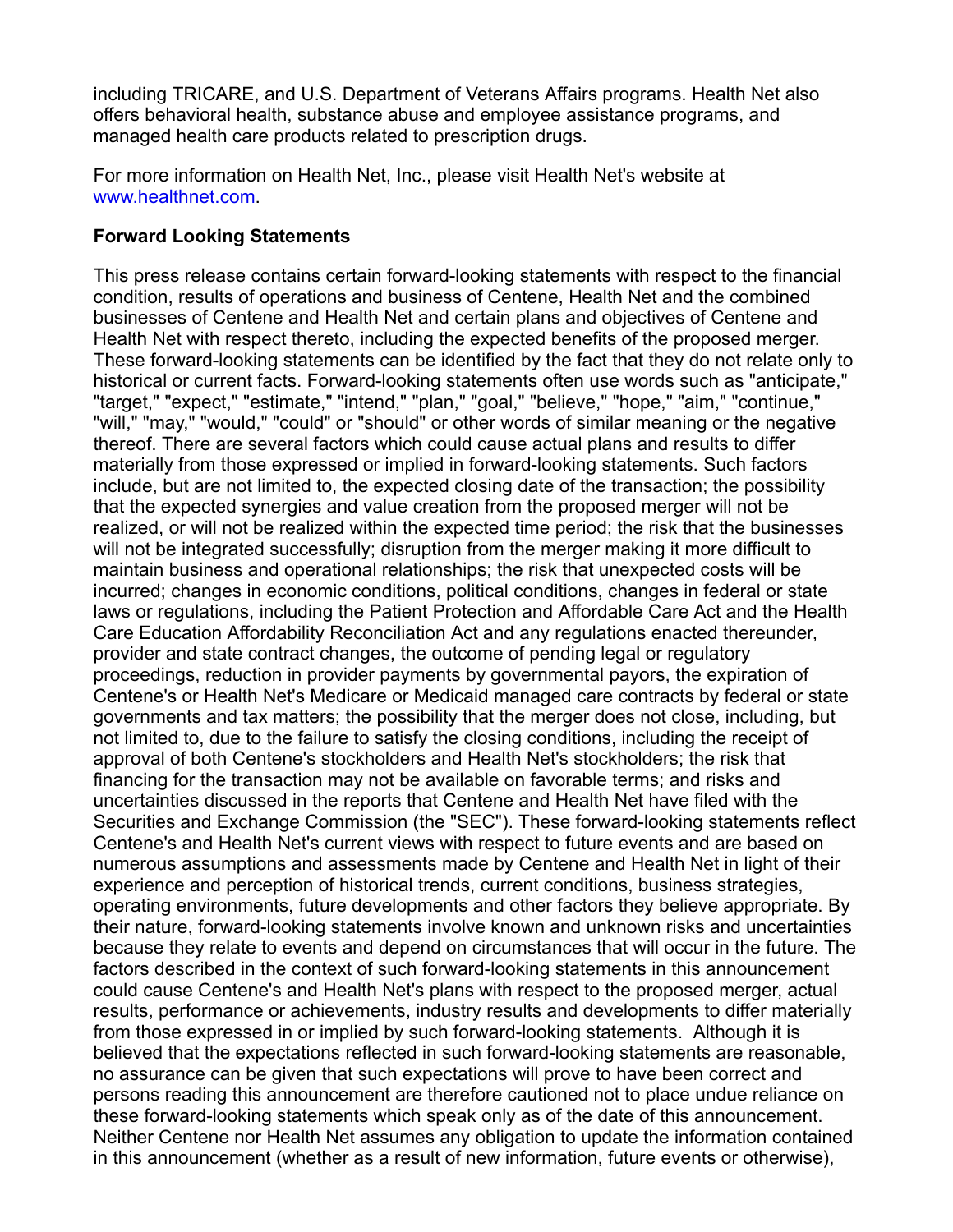including TRICARE, and U.S. Department of Veterans Affairs programs. Health Net also offers behavioral health, substance abuse and employee assistance programs, and managed health care products related to prescription drugs.

For more information on Health Net, Inc., please visit Health Net's website at [www.healthnet.com](www.healthnet.com).

**Forward Looking Statements**

This press release contains certain forward-looking statements with respect to the financial condition, results of operations and business of Centene, Health Net and the combined businesses of Centene and Health Net and certain plans and objectives of Centene and Health Net with respect thereto, including the expected benefits of the proposed merger. These forward-looking statements can be identified by the fact that they do not relate only to historical or current facts. Forward-looking statements often use words such as "anticipate," "target," "expect," "estimate," "intend," "plan," "goal," "believe," "hope," "aim," "continue," "will," "may," "would," "could" or "should" or other words of similar meaning or the negative thereof. There are several factors which could cause actual plans and results to differ materially from those expressed or implied in forward-looking statements. Such factors include, but are not limited to, the expected closing date of the transaction; the possibility that the expected synergies and value creation from the proposed merger will not be realized, or will not be realized within the expected time period; the risk that the businesses will not be integrated successfully; disruption from the merger making it more difficult to maintain business and operational relationships; the risk that unexpected costs will be incurred; changes in economic conditions, political conditions, changes in federal or state laws or regulations, including the Patient Protection and Affordable Care Act and the Health Care Education Affordability Reconciliation Act and any regulations enacted thereunder, provider and state contract changes, the outcome of pending legal or regulatory proceedings, reduction in provider payments by governmental payors, the expiration of Centene's or Health Net's Medicare or Medicaid managed care contracts by federal or state governments and tax matters; the possibility that the merger does not close, including, but not limited to, due to the failure to satisfy the closing conditions, including the receipt of approval of both Centene's stockholders and Health Net's stockholders; the risk that financing for the transaction may not be available on favorable terms; and risks and uncertainties discussed in the reports that Centene and Health Net have filed with the Securities and Exchange Commission (the "SEC"). These forward-looking statements reflect Centene's and Health Net's current views with respect to future events and are based on numerous assumptions and assessments made by Centene and Health Net in light of their experience and perception of historical trends, current conditions, business strategies, operating environments, future developments and other factors they believe appropriate. By their nature, forward-looking statements involve known and unknown risks and uncertainties because they relate to events and depend on circumstances that will occur in the future. The factors described in the context of such forward-looking statements in this announcement could cause Centene's and Health Net's plans with respect to the proposed merger, actual results, performance or achievements, industry results and developments to differ materially from those expressed in or implied by such forward-looking statements. Although it is believed that the expectations reflected in such forward-looking statements are reasonable, no assurance can be given that such expectations will prove to have been correct and persons reading this announcement are therefore cautioned not to place undue reliance on these forward-looking statements which speak only as of the date of this announcement. Neither Centene nor Health Net assumes any obligation to update the information contained in this announcement (whether as a result of new information, future events or otherwise),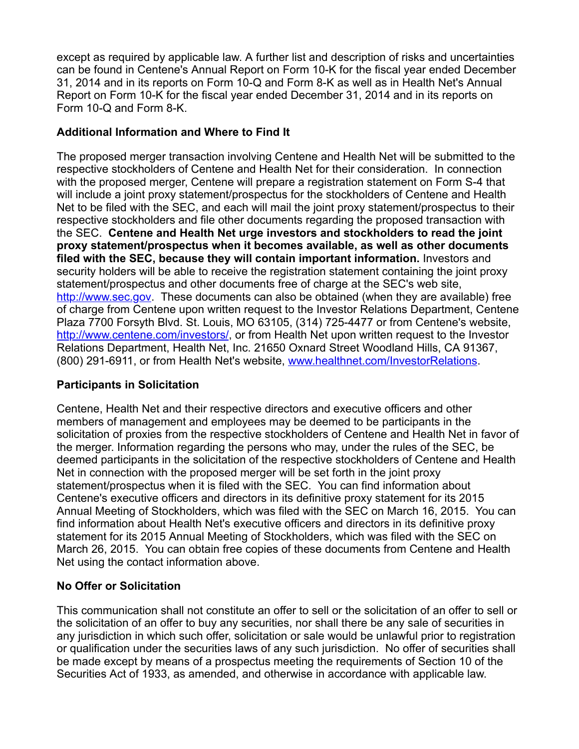except as required by applicable law. A further list and description of risks and uncertainties can be found in Centene's Annual Report on Form 10-K for the fiscal year ended December 31, 2014 and in its reports on Form 10-Q and Form 8-K as well as in Health Net's Annual Report on Form 10-K for the fiscal year ended December 31, 2014 and in its reports on Form 10-Q and Form 8-K.

**Additional Information and Where to Find It**

The proposed merger transaction involving Centene and Health Net will be submitted to the respective stockholders of Centene and Health Net for their consideration. In connection with the proposed merger, Centene will prepare a registration statement on Form S-4 that will include a joint proxy statement/prospectus for the stockholders of Centene and Health Net to be filed with the SEC, and each will mail the joint proxy statement/prospectus to their respective stockholders and file other documents regarding the proposed transaction with the SEC. **Centene and Health Net urge investors and stockholders to read the joint proxy statement/prospectus when it becomes available, as well as other documents filed with the SEC, because they will contain important information.** Investors and security holders will be able to receive the registration statement containing the joint proxy statement/prospectus and other documents free of charge at the SEC's web site, http://www.sec.gov. These documents can also be obtained (when they are available) free of charge from Centene upon written request to the Investor Relations Department, Centene Plaza 7700 Forsyth Blvd. St. Louis, MO 63105, (314) 725-4477 or from Centene's website, http://www.centene.com/investors/, or from Health Net upon written request to the Investor Relations Department, Health Net, Inc. 21650 Oxnard Street Woodland Hills, CA 91367, (800) 291-6911, or from Health Net's website, www.healthnet.com/InvestorRelations.

**Participants in Solicitation**

Centene, Health Net and their respective directors and executive officers and other members of management and employees may be deemed to be participants in the solicitation of proxies from the respective stockholders of Centene and Health Net in favor of the merger. Information regarding the persons who may, under the rules of the SEC, be deemed participants in the solicitation of the respective stockholders of Centene and Health Net in connection with the proposed merger will be set forth in the joint proxy statement/prospectus when it is filed with the SEC. You can find information about Centene's executive officers and directors in its definitive proxy statement for its 2015 Annual Meeting of Stockholders, which was filed with the SEC on March 16, 2015. You can find information about Health Net's executive officers and directors in its definitive proxy statement for its 2015 Annual Meeting of Stockholders, which was filed with the SEC on March 26, 2015. You can obtain free copies of these documents from Centene and Health Net using the contact information above.

**No Offer or Solicitation**

This communication shall not constitute an offer to sell or the solicitation of an offer to sell or the solicitation of an offer to buy any securities, nor shall there be any sale of securities in any jurisdiction in which such offer, solicitation or sale would be unlawful prior to registration or qualification under the securities laws of any such jurisdiction. No offer of securities shall be made except by means of a prospectus meeting the requirements of Section 10 of the Securities Act of 1933, as amended, and otherwise in accordance with applicable law.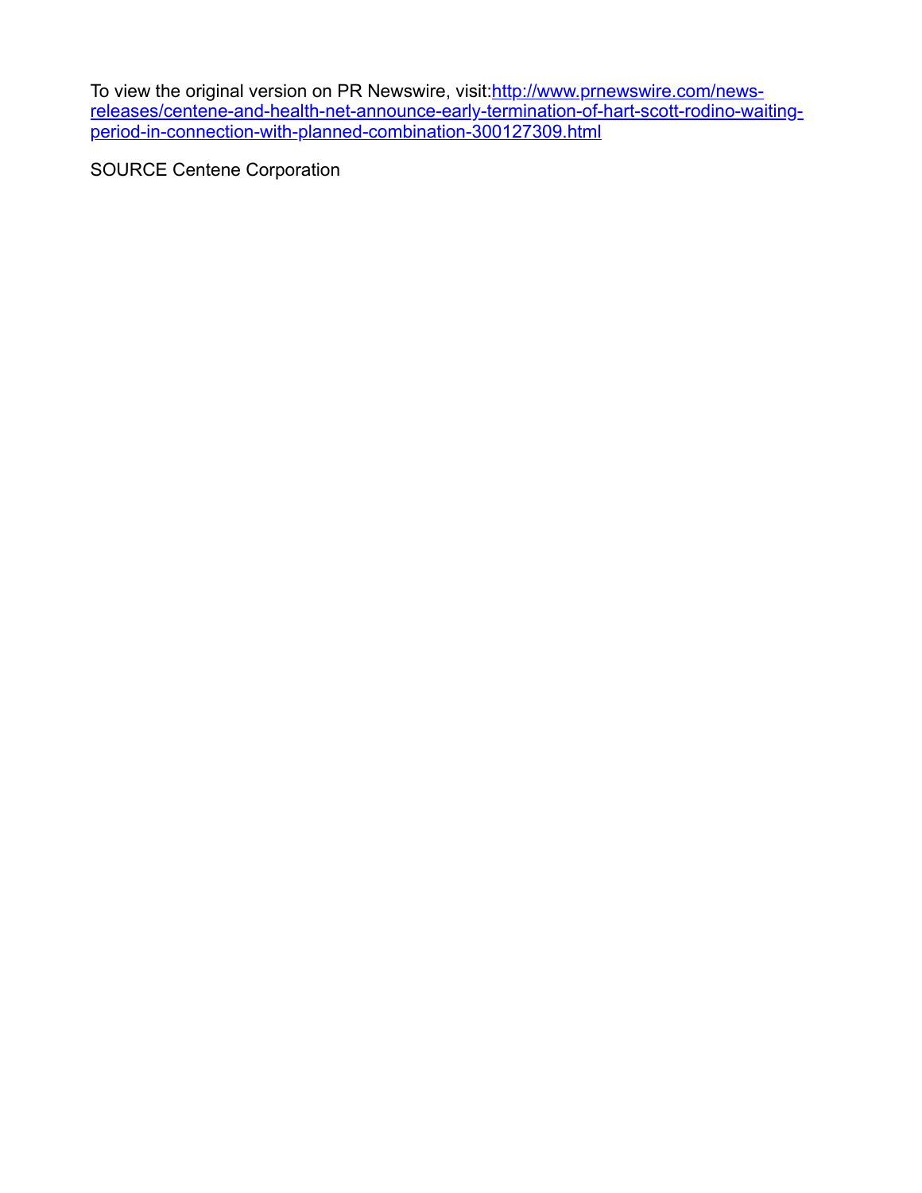To view the original version on PR Newswire, visit:[http://www.prnewswire.com/news-releases/centene-and-health-net-announce-early-termination-of-hart-scott-rodino-waiting-period-in-connection-with-planned-combination-300127309.html](http://www.prnewswire.com/news-releases/centene-and-health-net-announce-early-termination-of-hart-scott-rodino-waiting-period-in-connection-with-planned-combination-300127309.html)

SOURCE Centene Corporation